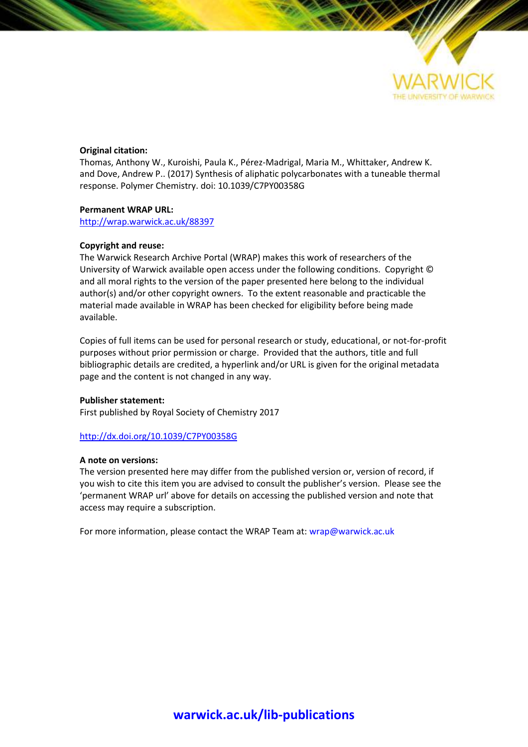**Original citation:**
Thomas, Anthony W., Kuroishi, Paula K., Pérez-Madrigal, Maria M., Whittaker, Andrew K. and Dove, Andrew P.. (2017) Synthesis of aliphatic polycarbonates with a tuneable thermal response. Polymer Chemistry. doi: 10.1039/C7PY00358G

**Permanent WRAP URL:**
http://wrap.warwick.ac.uk/88397

**Copyright and reuse:**
The Warwick Research Archive Portal (WRAP) makes this work of researchers of the University of Warwick available open access under the following conditions. Copyright © and all moral rights to the version of the paper presented here belong to the individual author(s) and/or other copyright owners. To the extent reasonable and practicable the material made available in WRAP has been checked for eligibility before being made available.

Copies of full items can be used for personal research or study, educational, or not-for-profit purposes without prior permission or charge. Provided that the authors, title and full bibliographic details are credited, a hyperlink and/or URL is given for the original metadata page and the content is not changed in any way.

**Publisher statement:**
First published by Royal Society of Chemistry 2017

http://dx.doi.org/10.1039/C7PY00358G

**A note on versions:**
The version presented here may differ from the published version or, version of record, if you wish to cite this item you are advised to consult the publisher's version. Please see the 'permanent WRAP url' above for details on accessing the published version and note that access may require a subscription.

For more information, please contact the WRAP Team at: wrap@warwick.ac.uk

**warwick.ac.uk/lib-publications**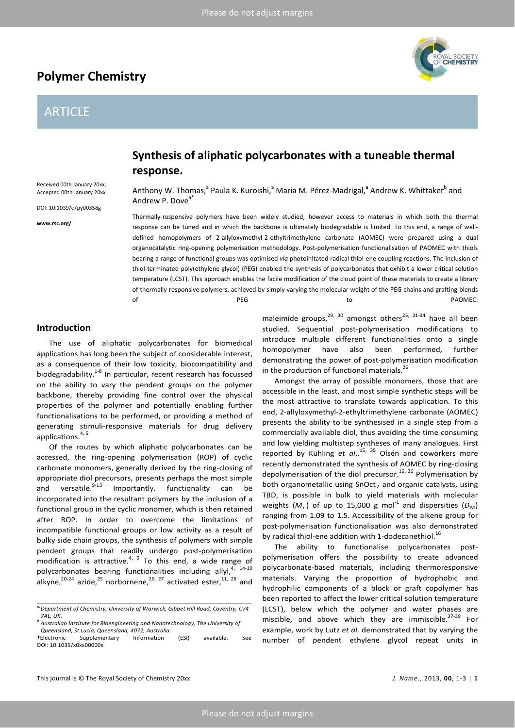# Synthesis of aliphatic polycarbonates with a tuneable thermal response.

Received 00th January 20xx, Accepted 00th January 20xx

DOI: 10.1039/c7py00358g

www.rsc.org/

Anthony W. Thomas,[a] Paula K. Kuroishi,[a] Maria M. Pérez-Madrigal,[a] Andrew K. Whittaker[b] and Andrew P. Dove[a*]

Thermally-responsive polymers have been widely studied, however access to materials in which both the thermal response can be tuned and in which the backbone is ultimately biodegradable is limited. To this end, a range of well-defined homopolymers of 2-allyloxymethyl-2-ethyltrimethylene carbonate (AOMEC) were prepared using a dual organocatalytic ring-opening polymerisation methodology. Post-polymerisation functionalisation of PAOMEC with thiols bearing a range of functional groups was optimised *via* photoinitated radical thiol-ene coupling reactions. The inclusion of thiol-terminated poly(ethylene glycol) (PEG) enabled the synthesis of polycarbonates that exhibit a lower critical solution temperature (LCST). This approach enables the facile modification of the cloud point of these materials to create a library of thermally-responsive polymers, achieved by simply varying the molecular weight of the PEG chains and grafting blends of PEG to PAOMEC.

## Introduction

The use of aliphatic polycarbonates for biomedical applications has long been the subject of considerable interest, as a consequence of their low toxicity, biocompatibility and biodegradability.[1-8] In particular, recent research has focussed on the ability to vary the pendent groups on the polymer backbone, thereby providing fine control over the physical properties of the polymer and potentially enabling further functionalisations to be performed, or providing a method of generating stimuli-responsive materials for drug delivery applications.[4, 5]

Of the routes by which aliphatic polycarbonates can be accessed, the ring-opening polymerisation (ROP) of cyclic carbonate monomers, generally derived by the ring-closing of appropriate diol precursors, presents perhaps the most simple and versatile.[9-13] Importantly, functionality can be incorporated into the resultant polymers by the inclusion of a functional group in the cyclic monomer, which is then retained after ROP. In order to overcome the limitations of incompatible functional groups or low activity as a result of bulky side chain groups, the synthesis of polymers with simple pendent groups that readily undergo post-polymerisation modification is attractive.[4, 5] To this end, a wide range of polycarbonates bearing functionalities including allyl,[4, 14-19] alkyne,[20-24] azide,[25] norbornene,[26, 27] activated ester,[11, 28] and maleimide groups,[29, 30] amongst others[25, 31-34] have all been studied. Sequential post-polymerisation modifications to introduce multiple different functionalities onto a single homopolymer have also been performed, further demonstrating the power of post-polymerisation modification in the production of functional materials.[26]

Amongst the array of possible monomers, those that are accessible in the least, and most simple synthetic steps will be the most attractive to translate towards application. To this end, 2-allyloxymethyl-2-ethyltrimethylene carbonate (AOMEC) presents the ability to be synthesised in a single step from a commercially available diol, thus avoiding the time consuming and low yielding multistep syntheses of many analogues. First reported by Kühling *et al.*,[15, 35] Olsén and coworkers more recently demonstrated the synthesis of AOMEC by ring-closing depolymerisation of the diol precursor.[16, 36] Polymerisation by both organometallic using $SnOct_2$ and organic catalysts, using TBD, is possible in bulk to yield materials with molecular weights ($M_n$) of up to 15,000 g mol$^{-1}$ and dispersities ($Đ_M$) ranging from 1.09 to 1.5. Accessibility of the alkene group for post-polymerisation functionalisation was also demonstrated by radical thiol-ene addition with 1-dodecanethiol.[16]

The ability to functionalise polycarbonates post-polymerisation offers the possibility to create advanced polycarbonate-based materials, including thermoresponsive materials. Varying the proportion of hydrophobic and hydrophilic components of a block or graft copolymer has been reported to affect the lower critical solution temperature (LCST), below which the polymer and water phases are miscible, and above which they are immiscible.[37-39] For example, work by Lutz *et al.* demonstrated that by varying the number of pendent ethylene glycol repeat units in

[a] Department of Chemistry, University of Warwick, Gibbet Hill Road, Coventry, CV4 7AL, UK.

[b] Australian Institute for Bioengineering and Nanotechnology, The University of Queensland, St Lucia, Queensland, 4072, Australia.

†Electronic Supplementary Information (ESI) available. See DOI: 10.1039/x0xx00000x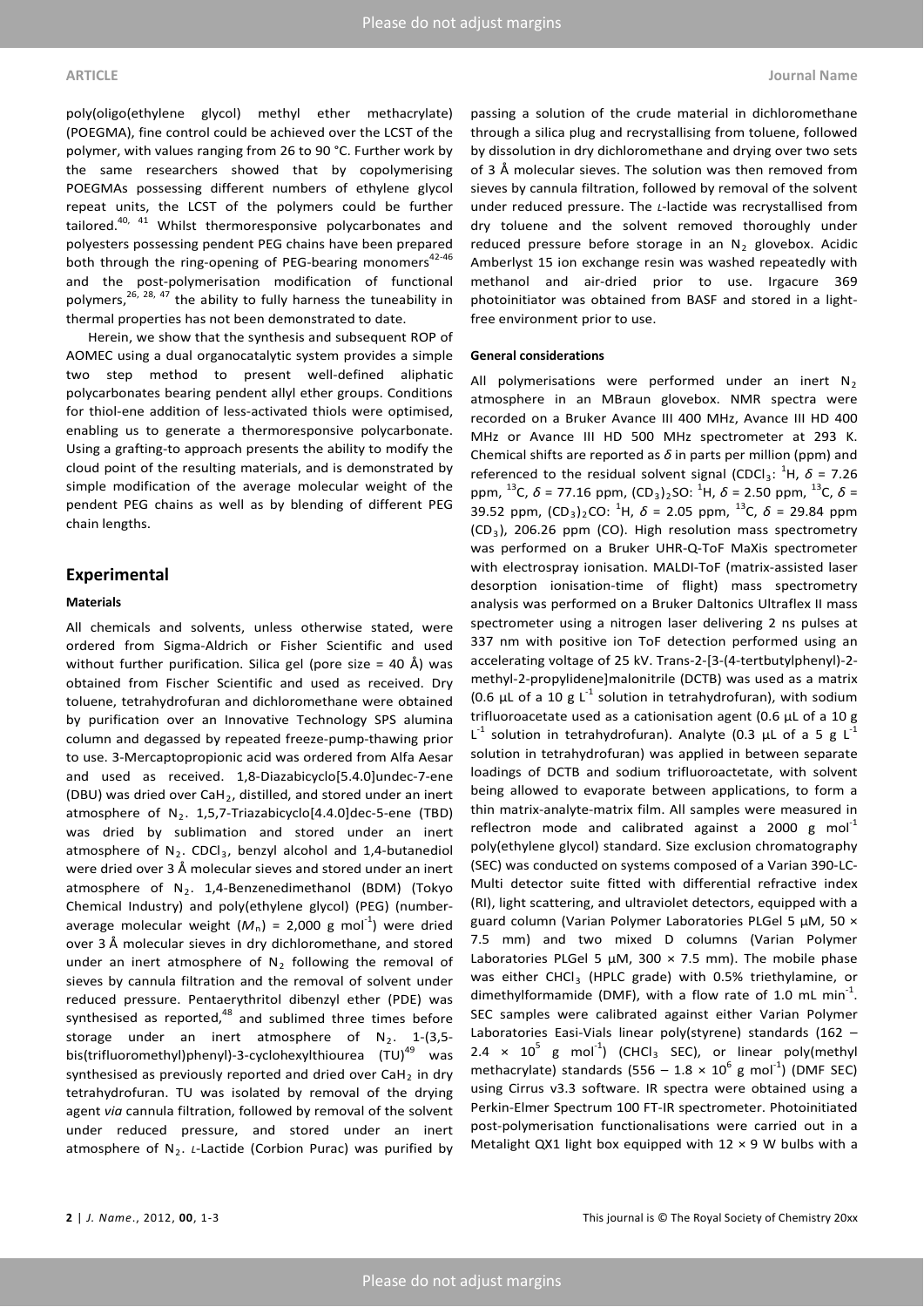poly(oligo(ethylene glycol) methyl ether methacrylate) (POEGMA), fine control could be achieved over the LCST of the polymer, with values ranging from 26 to 90 °C. Further work by the same researchers showed that by copolymerising POEGMAs possessing different numbers of ethylene glycol repeat units, the LCST of the polymers could be further tailored.[40, 41] Whilst thermoresponsive polycarbonates and polyesters possessing pendent PEG chains have been prepared both through the ring-opening of PEG-bearing monomers[42-46] and the post-polymerisation modification of functional polymers,[26, 28, 47] the ability to fully harness the tuneability in thermal properties has not been demonstrated to date.

Herein, we show that the synthesis and subsequent ROP of AOMEC using a dual organocatalytic system provides a simple two step method to present well-defined aliphatic polycarbonates bearing pendent allyl ether groups. Conditions for thiol-ene addition of less-activated thiols were optimised, enabling us to generate a thermoresponsive polycarbonate. Using a grafting-to approach presents the ability to modify the cloud point of the resulting materials, and is demonstrated by simple modification of the average molecular weight of the pendent PEG chains as well as by blending of different PEG chain lengths.

## Experimental

### Materials

All chemicals and solvents, unless otherwise stated, were ordered from Sigma-Aldrich or Fisher Scientific and used without further purification. Silica gel (pore size = 40 Å) was obtained from Fischer Scientific and used as received. Dry toluene, tetrahydrofuran and dichloromethane were obtained by purification over an Innovative Technology SPS alumina column and degassed by repeated freeze-pump-thawing prior to use. 3-Mercaptopropionic acid was ordered from Alfa Aesar and used as received. 1,8-Diazabicyclo[5.4.0]undec-7-ene (DBU) was dried over $CaH_2$, distilled, and stored under an inert atmosphere of $N_2$. 1,5,7-Triazabicyclo[4.4.0]dec-5-ene (TBD) was dried by sublimation and stored under an inert atmosphere of $N_2$. $CDCl_3$, benzyl alcohol and 1,4-butanediol were dried over 3 Å molecular sieves and stored under an inert atmosphere of $N_2$. 1,4-Benzenedimethanol (BDM) (Tokyo Chemical Industry) and poly(ethylene glycol) (PEG) (number-average molecular weight ($M_n$) = 2,000 g mol$^{-1}$) were dried over 3 Å molecular sieves in dry dichloromethane, and stored under an inert atmosphere of $N_2$ following the removal of sieves by cannula filtration and the removal of solvent under reduced pressure. Pentaerythritol dibenzyl ether (PDE) was synthesised as reported,[48] and sublimed three times before storage under an inert atmosphere of $N_2$. 1-(3,5-bis(trifluoromethyl)phenyl)-3-cyclohexylthiourea (TU)[49] was synthesised as previously reported and dried over $CaH_2$ in dry tetrahydrofuran. TU was isolated by removal of the drying agent *via* cannula filtration, followed by removal of the solvent under reduced pressure, and stored under an inert atmosphere of $N_2$. *L*-Lactide (Corbion Purac) was purified by passing a solution of the crude material in dichloromethane through a silica plug and recrystallising from toluene, followed by dissolution in dry dichloromethane and drying over two sets of 3 Å molecular sieves. The solution was then removed from sieves by cannula filtration, followed by removal of the solvent under reduced pressure. The *L*-lactide was recrystallised from dry toluene and the solvent removed thoroughly under reduced pressure before storage in an $N_2$ glovebox. Acidic Amberlyst 15 ion exchange resin was washed repeatedly with methanol and air-dried prior to use. Irgacure 369 photoinitiator was obtained from BASF and stored in a light-free environment prior to use.

### General considerations

All polymerisations were performed under an inert $N_2$ atmosphere in an MBraun glovebox. NMR spectra were recorded on a Bruker Avance III 400 MHz, Avance III HD 400 MHz or Avance III HD 500 MHz spectrometer at 293 K. Chemical shifts are reported as $\delta$ in parts per million (ppm) and referenced to the residual solvent signal ($CDCl_3$: $^1$H, $\delta$ = 7.26 ppm, $^{13}$C, $\delta$ = 77.16 ppm, $(CD_3)_2SO$: $^1$H, $\delta$ = 2.50 ppm, $^{13}$C, $\delta$ = 39.52 ppm, $(CD_3)_2CO$: $^1$H, $\delta$ = 2.05 ppm, $^{13}$C, $\delta$ = 29.84 ppm ($CD_3$), 206.26 ppm (CO). High resolution mass spectrometry was performed on a Bruker UHR-Q-ToF MaXis spectrometer with electrospray ionisation. MALDI-ToF (matrix-assisted laser desorption ionisation-time of flight) mass spectrometry analysis was performed on a Bruker Daltonics Ultraflex II mass spectrometer using a nitrogen laser delivering 2 ns pulses at 337 nm with positive ion ToF detection performed using an accelerating voltage of 25 kV. Trans-2-[3-(4-tertbutylphenyl)-2-methyl-2-propylidene]malonitrile (DCTB) was used as a matrix (0.6 µL of a 10 g L$^{-1}$ solution in tetrahydrofuran), with sodium trifluoroacetate used as a cationisation agent (0.6 µL of a 10 g L$^{-1}$ solution in tetrahydrofuran). Analyte (0.3 µL of a 5 g L$^{-1}$ solution in tetrahydrofuran) was applied in between separate loadings of DCTB and sodium trifluoroactetate, with solvent being allowed to evaporate between applications, to form a thin matrix-analyte-matrix film. All samples were measured in reflectron mode and calibrated against a 2000 g mol$^{-1}$ poly(ethylene glycol) standard. Size exclusion chromatography (SEC) was conducted on systems composed of a Varian 390-LC-Multi detector suite fitted with differential refractive index (RI), light scattering, and ultraviolet detectors, equipped with a guard column (Varian Polymer Laboratories PLGel 5 µM, 50 × 7.5 mm) and two mixed D columns (Varian Polymer Laboratories PLGel 5 µM, 300 × 7.5 mm). The mobile phase was either $CHCl_3$ (HPLC grade) with 0.5% triethylamine, or dimethylformamide (DMF), with a flow rate of 1.0 mL min$^{-1}$. SEC samples were calibrated against either Varian Polymer Laboratories Easi-Vials linear poly(styrene) standards (162 – 2.4 × 10$^5$ g mol$^{-1}$) ($CHCl_3$ SEC), or linear poly(methyl methacrylate) standards (556 – 1.8 × 10$^6$ g mol$^{-1}$) (DMF SEC) using Cirrus v3.3 software. IR spectra were obtained using a Perkin-Elmer Spectrum 100 FT-IR spectrometer. Photoinitiated post-polymerisation functionalisations were carried out in a Metalight QX1 light box equipped with 12 × 9 W bulbs with a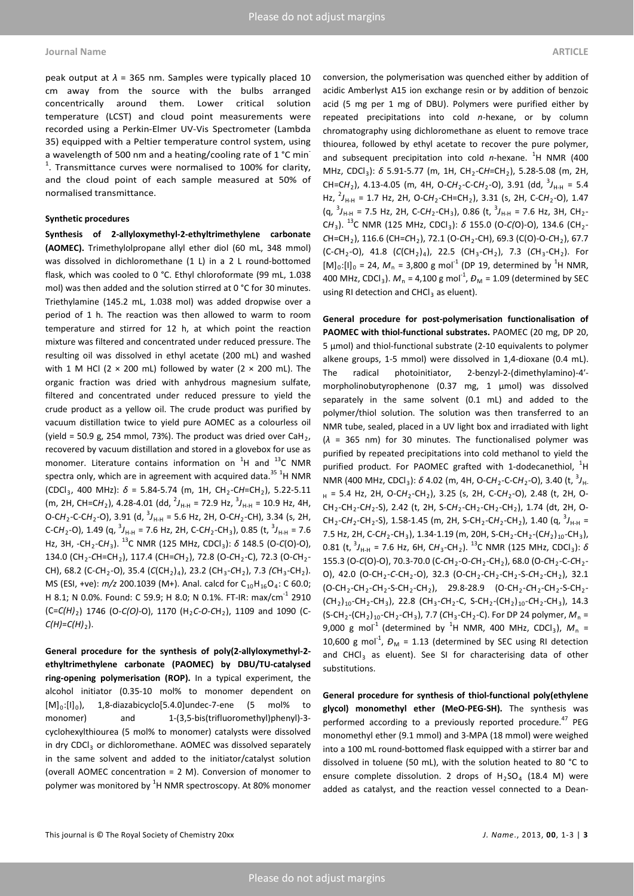peak output at $\lambda$ = 365 nm. Samples were typically placed 10 cm away from the source with the bulbs arranged concentrically around them. Lower critical solution temperature (LCST) and cloud point measurements were recorded using a Perkin-Elmer UV-Vis Spectrometer (Lambda 35) equipped with a Peltier temperature control system, using a wavelength of 500 nm and a heating/cooling rate of 1 °C min$^{-1}$. Transmittance curves were normalised to 100% for clarity, and the cloud point of each sample measured at 50% of normalised transmittance.

#### Synthetic procedures

**Synthesis of 2-allyloxymethyl-2-ethyltrimethylene carbonate (AOMEC).** Trimethylolpropane allyl ether diol (60 mL, 348 mmol) was dissolved in dichloromethane (1 L) in a 2 L round-bottomed flask, which was cooled to 0 °C. Ethyl chloroformate (99 mL, 1.038 mol) was then added and the solution stirred at 0 °C for 30 minutes. Triethylamine (145.2 mL, 1.038 mol) was added dropwise over a period of 1 h. The reaction was then allowed to warm to room temperature and stirred for 12 h, at which point the reaction mixture was filtered and concentrated under reduced pressure. The resulting oil was dissolved in ethyl acetate (200 mL) and washed with 1 M HCl (2 × 200 mL) followed by water (2 × 200 mL). The organic fraction was dried with anhydrous magnesium sulfate, filtered and concentrated under reduced pressure to yield the crude product as a yellow oil. The crude product was purified by vacuum distillation twice to yield pure AOMEC as a colourless oil (yield = 50.9 g, 254 mmol, 73%). The product was dried over $CaH_2$, recovered by vacuum distillation and stored in a glovebox for use as monomer. Literature contains information on $^1$H and $^{13}$C NMR spectra only, which are in agreement with acquired data.[35] $^1$H NMR ($CDCl_3$, 400 MHz): $\delta$ = 5.84-5.74 (m, 1H, $CH_2$-C*H*=$CH_2$), 5.22-5.11 (m, 2H, CH=C*H*$_2$), 4.28-4.01 (dd, $^2J_{H\text{-}H}$ = 72.9 Hz, $^3J_{H\text{-}H}$ = 10.9 Hz, 4H, O-C*H*$_2$-C-C*H*$_2$-O), 3.91 (d, $^3J_{H\text{-}H}$ = 5.6 Hz, 2H, O-C*H*$_2$-CH), 3.34 (s, 2H, C-C*H*$_2$-O), 1.49 (q, $^3J_{H\text{-}H}$ = 7.6 Hz, 2H, C-C*H*$_2$-$CH_3$), 0.85 (t, $^3J_{H\text{-}H}$ = 7.6 Hz, 3H, -$CH_2$-C*H*$_3$). $^{13}$C NMR (125 MHz, $CDCl_3$): $\delta$ 148.5 (O-*C*(O)-O), 134.0 ($CH_2$-*C*H=$CH_2$), 117.4 (CH=*C*H$_2$), 72.8 (O-*C*H$_2$-C), 72.3 (O-*C*H$_2$-CH), 68.2 (C-*C*H$_2$-O), 35.4 (*C*($CH_2$)$_4$), 23.2 ($CH_3$-*C*H$_2$), 7.3 (*C*H$_3$-$CH_2$). MS (ESI, +ve): *m/z* 200.1039 (M+). Anal. calcd for $C_{10}H_{16}O_4$: C 60.0; H 8.1; N 0.0%. Found: C 59.9; H 8.0; N 0.1%. FT-IR: max/cm$^{-1}$ 2910 (C=*C(H)*$_2$) 1746 (O-*C(O)*-O), 1170 ($H_2$*C-O-C*$H_2$), 1109 and 1090 (C-*C(H)*=*C(H)*$_2$).

**General procedure for the synthesis of poly(2-allyloxymethyl-2-ethyltrimethylene carbonate (PAOMEC) by DBU/TU-catalysed ring-opening polymerisation (ROP).** In a typical experiment, the alcohol initiator (0.35-10 mol% to monomer dependent on $[M]_0$:$[I]_0$), 1,8-diazabicyclo[5.4.0]undec-7-ene (5 mol% to monomer) and 1-(3,5-bis(trifluoromethyl)phenyl)-3-cyclohexylthiourea (5 mol% to monomer) catalysts were dissolved in dry $CDCl_3$ or dichloromethane. AOMEC was dissolved separately in the same solvent and added to the initiator/catalyst solution (overall AOMEC concentration = 2 M). Conversion of monomer to polymer was monitored by $^1$H NMR spectroscopy. At 80% monomer conversion, the polymerisation was quenched either by addition of acidic Amberlyst A15 ion exchange resin or by addition of benzoic acid (5 mg per 1 mg of DBU). Polymers were purified either by repeated precipitations into cold *n*-hexane, or by column chromatography using dichloromethane as eluent to remove trace thiourea, followed by ethyl acetate to recover the pure polymer, and subsequent precipitation into cold *n*-hexane. $^1$H NMR (400 MHz, $CDCl_3$): $\delta$ 5.91-5.77 (m, 1H, $CH_2$-C*H*=$CH_2$), 5.28-5.08 (m, 2H, CH=C*H*$_2$), 4.13-4.05 (m, 4H, O-C*H*$_2$-C-C*H*$_2$-O), 3.91 (dd, $^3J_{H\text{-}H}$ = 5.4 Hz, $^2J_{H\text{-}H}$ = 1.7 Hz, 2H, O-C*H*$_2$-CH=$CH_2$), 3.31 (s, 2H, C-C*H*$_2$-O), 1.47 (q, $^3J_{H\text{-}H}$ = 7.5 Hz, 2H, C-C*H*$_2$-$CH_3$), 0.86 (t, $^3J_{H\text{-}H}$ = 7.6 Hz, 3H, $CH_2$-C*H*$_3$). $^{13}$C NMR (125 MHz, $CDCl_3$): $\delta$ 155.0 (O-*C*(O)-O), 134.6 ($CH_2$-*C*H=$CH_2$), 116.6 (CH=*C*H$_2$), 72.1 (O-*C*H$_2$-CH), 69.3 (C(O)-O-*C*H$_2$), 67.7 (C-*C*H$_2$-O), 41.8 (*C*($CH_2$)$_4$), 22.5 ($CH_3$-*C*H$_2$), 7.3 (*C*H$_3$-$CH_2$). For $[M]_0$:$[I]_0$ = 24, $M_n$ = 3,800 g mol$^{-1}$ (DP 19, determined by $^1$H NMR, 400 MHz, $CDCl_3$). $M_n$ = 4,100 g mol$^{-1}$, $Đ_M$ = 1.09 (determined by SEC using RI detection and $CHCl_3$ as eluent).

**General procedure for post-polymerisation functionalisation of PAOMEC with thiol-functional substrates.** PAOMEC (20 mg, DP 20, 5 µmol) and thiol-functional substrate (2-10 equivalents to polymer alkene groups, 1-5 mmol) were dissolved in 1,4-dioxane (0.4 mL). The radical photoinitiator, 2-benzyl-2-(dimethylamino)-4'-morpholinobutyrophenone (0.37 mg, 1 µmol) was dissolved separately in the same solvent (0.1 mL) and added to the polymer/thiol solution. The solution was then transferred to an NMR tube, sealed, placed in a UV light box and irradiated with light ($\lambda$ = 365 nm) for 30 minutes. The functionalised polymer was purified by repeated precipitations into cold methanol to yield the purified product. For PAOMEC grafted with 1-dodecanethiol, $^1$H NMR (400 MHz, $CDCl_3$): $\delta$ 4.02 (m, 4H, O-C*H*$_2$-C-C*H*$_2$-O), 3.40 (t, $^3J_{H\text{-}H}$ = 5.4 Hz, 2H, O-C*H*$_2$-$CH_2$), 3.25 (s, 2H, C-C*H*$_2$-O), 2.48 (t, 2H, O-$CH_2$-$CH_2$-C*H*$_2$-S), 2.42 (t, 2H, S-C*H*$_2$-$CH_2$-$CH_2$-$CH_2$), 1.74 (dt, 2H, O-$CH_2$-C*H*$_2$-$CH_2$-S), 1.58-1.45 (m, 2H, S-$CH_2$-C*H*$_2$-$CH_2$), 1.40 (q, $^3J_{H\text{-}H}$ = 7.5 Hz, 2H, C-C*H*$_2$-$CH_3$), 1.34-1.19 (m, 20H, S-$CH_2$-$CH_2$-(C*H*$_2$)$_{10}$-$CH_3$), 0.81 (t, $^3J_{H\text{-}H}$ = 7.6 Hz, 6H, C*H*$_3$-$CH_2$). $^{13}$C NMR (125 MHz, $CDCl_3$): $\delta$ 155.3 (O-*C*(O)-O), 70.3-70.0 (C-*C*H$_2$-O-*C*H$_2$-$CH_2$), 68.0 (O-*C*H$_2$-C-*C*H$_2$-O), 42.0 (O-$CH_2$-*C*-$CH_2$-O), 32.3 (O-$CH_2$-$CH_2$-$CH_2$-S-*C*H$_2$-$CH_2$), 32.1 (O-$CH_2$-$CH_2$-*C*H$_2$-S-$CH_2$-$CH_2$), 29.8-28.9 (O-$CH_2$-*C*H$_2$-$CH_2$-S-$CH_2$-(*C*H$_2$)$_{10}$-$CH_2$-$CH_3$), 22.8 ($CH_3$-*C*H$_2$-C, S-$CH_2$-($CH_2$)$_{10}$-*C*H$_2$-$CH_3$), 14.3 (S-$CH_2$-($CH_2$)$_{10}$-$CH_2$-*C*H$_3$), 7.7 (*C*H$_3$-$CH_2$-C). For DP 24 polymer, $M_n$ = 9,000 g mol$^{-1}$ (determined by $^1$H NMR, 400 MHz, $CDCl_3$), $M_n$ = 10,600 g mol$^{-1}$, $Đ_M$ = 1.13 (determined by SEC using RI detection and $CHCl_3$ as eluent). See SI for characterising data of other substitutions.

**General procedure for synthesis of thiol-functional poly(ethylene glycol) monomethyl ether (MeO-PEG-SH).** The synthesis was performed according to a previously reported procedure.[47] PEG monomethyl ether (9.1 mmol) and 3-MPA (18 mmol) were weighed into a 100 mL round-bottomed flask equipped with a stirrer bar and dissolved in toluene (50 mL), with the solution heated to 80 °C to ensure complete dissolution. 2 drops of $H_2SO_4$ (18.4 M) were added as catalyst, and the reaction vessel connected to a Dean-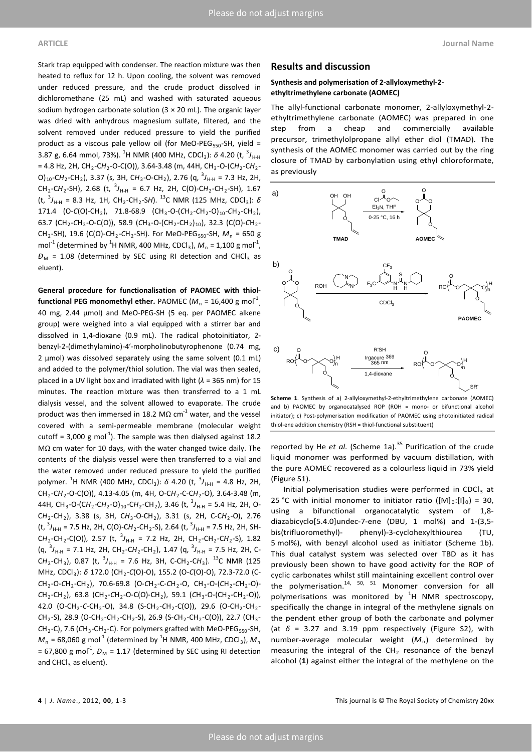Stark trap equipped with condenser. The reaction mixture was then heated to reflux for 12 h. Upon cooling, the solvent was removed under reduced pressure, and the crude product dissolved in dichloromethane (25 mL) and washed with saturated aqueous sodium hydrogen carbonate solution (3 × 20 mL). The organic layer was dried with anhydrous magnesium sulfate, filtered, and the solvent removed under reduced pressure to yield the purified product as a viscous pale yellow oil (for MeO-PEG$_{550}$-SH, yield = 3.87 g, 6.64 mmol, 73%). $^1$H NMR (400 MHz, CDCl$_3$): $\delta$ 4.20 (t, $^3J_{H\text{-}H}$ = 4.8 Hz, 2H, CH$_2$-C*H*$_2$-O-C(O)), 3.64-3.48 (m, 44H, CH$_3$-O-(C*H*$_2$-C*H*$_2$-O)$_{10}$-C*H*$_2$-CH$_2$), 3.37 (s, 3H, C*H*$_3$-O-CH$_2$), 2.76 (q, $^3J_{H\text{-}H}$ = 7.3 Hz, 2H, CH$_2$-C*H*$_2$-SH), 2.68 (t, $^3J_{H\text{-}H}$ = 6.7 Hz, 2H, C(O)-C*H*$_2$-CH$_2$-SH), 1.67 (t, $^3J_{H\text{-}H}$ = 8.3 Hz, 1H, CH$_2$-CH$_2$-S*H*). $^{13}$C NMR (125 MHz, CDCl$_3$): $\delta$ 171.4 (O-*C*(O)-CH$_2$), 71.8-68.9 (CH$_3$-O-(*C*H$_2$-*C*H$_2$-O)$_{10}$-*C*H$_2$-CH$_2$), 63.7 (CH$_2$-*C*H$_2$-O-C(O)), 58.9 (*C*H$_3$-O-(CH$_2$-CH$_2$)$_{10}$), 32.3 (C(O)-*C*H$_2$-CH$_2$-SH), 19.6 (C(O)-CH$_2$-*C*H$_2$-SH). For MeO-PEG$_{550}$-SH, $M_n$ = 650 g mol$^{-1}$ (determined by $^1$H NMR, 400 MHz, CDCl$_3$), $M_n$ = 1,100 g mol$^{-1}$, $Đ_M$ = 1.08 (determined by SEC using RI detection and CHCl$_3$ as eluent).

**General procedure for functionalisation of PAOMEC with thiol-functional PEG monomethyl ether.** PAOMEC ($M_n$ = 16,400 g mol$^{-1}$, 40 mg, 2.44 µmol) and MeO-PEG-SH (5 eq. per PAOMEC alkene group) were weighed into a vial equipped with a stirrer bar and dissolved in 1,4-dioxane (0.9 mL). The radical photoinitiator, 2-benzyl-2-(dimethylamino)-4'-morpholinobutyrophenone (0.74 mg, 2 µmol) was dissolved separately using the same solvent (0.1 mL) and added to the polymer/thiol solution. The vial was then sealed, placed in a UV light box and irradiated with light ($\lambda$ = 365 nm) for 15 minutes. The reaction mixture was then transferred to a 1 mL dialysis vessel, and the solvent allowed to evaporate. The crude product was then immersed in 18.2 MΩ cm$^{-1}$ water, and the vessel covered with a semi-permeable membrane (molecular weight cutoff = 3,000 g mol$^{-1}$). The sample was then dialysed against 18.2 MΩ cm water for 10 days, with the water changed twice daily. The contents of the dialysis vessel were then transferred to a vial and the water removed under reduced pressure to yield the purified polymer. $^1$H NMR (400 MHz, CDCl$_3$): $\delta$ 4.20 (t, $^3J_{H\text{-}H}$ = 4.8 Hz, 2H, CH$_2$-C*H*$_2$-O-C(O)), 4.13-4.05 (m, 4H, O-C*H*$_2$-C-C*H*$_2$-O), 3.64-3.48 (m, 44H, CH$_3$-O-(C*H*$_2$-C*H*$_2$-O)$_{10}$-C*H*$_2$-CH$_2$), 3.46 (t, $^3J_{H\text{-}H}$ = 5.4 Hz, 2H, O-C*H*$_2$-CH$_2$), 3.38 (s, 3H, C*H*$_3$-O-CH$_2$), 3.31 (s, 2H, C-C*H*$_2$-O), 2.76 (t, $^3J_{H\text{-}H}$ = 7.5 Hz, 2H, C(O)-C*H*$_2$-CH$_2$-S), 2.64 (t, $^3J_{H\text{-}H}$ = 7.5 Hz, 2H, SH-C*H*$_2$-CH$_2$-C(O)), 2.57 (t, $^3J_{H\text{-}H}$ = 7.2 Hz, 2H, CH$_2$-CH$_2$-C*H*$_2$-S), 1.82 (q, $^3J_{H\text{-}H}$ = 7.1 Hz, 2H, CH$_2$-C*H*$_2$-CH$_2$), 1.47 (q, $^3J_{H\text{-}H}$ = 7.5 Hz, 2H, C-C*H*$_2$-CH$_3$), 0.87 (t, $^3J_{H\text{-}H}$ = 7.6 Hz, 3H, C-CH$_2$-C*H*$_3$). $^{13}$C NMR (125 MHz, CDCl$_3$): $\delta$ 172.0 (CH$_2$-*C*(O)-O), 155.2 (O-*C*(O)-O), 72.3-72.0 (C-*C*H$_2$-O-*C*H$_2$-CH$_2$), 70.6-69.8 (O-*C*H$_2$-C-*C*H$_2$-O, CH$_3$-O-(*C*H$_2$-*C*H$_2$-O)-*C*H$_2$-CH$_2$), 63.8 (CH$_2$-*C*H$_2$-O-C(O)-CH$_2$), 59.1 (*C*H$_3$-O-(CH$_2$-CH$_2$-O)), 42.0 (O-CH$_2$-*C*-CH$_2$-O), 34.8 (S-CH$_2$-*C*H$_2$-C(O)), 29.6 (O-CH$_2$-CH$_2$-*C*H$_2$-S), 28.9 (O-CH$_2$-*C*H$_2$-CH$_2$-S), 26.9 (S-*C*H$_2$-CH$_2$-C(O)), 22.7 (CH$_3$-*C*H$_2$-C), 7.6 (*C*H$_3$-CH$_2$-C). For polymers grafted with MeO-PEG$_{550}$-SH, $M_n$ = 68,060 g mol$^{-1}$ (determined by $^1$H NMR, 400 MHz, CDCl$_3$), $M_n$ = 67,800 g mol$^{-1}$, $Đ_M$ = 1.17 (determined by SEC using RI detection and CHCl$_3$ as eluent).

## Results and discussion

### Synthesis and polymerisation of 2-allyloxymethyl-2-ethyltrimethylene carbonate (AOMEC)

The allyl-functional carbonate monomer, 2-allyloxymethyl-2-ethyltrimethylene carbonate (AOMEC) was prepared in one step from a cheap and commercially available precursor, trimethylolpropane allyl ether diol (TMAD). The synthesis of the AOMEC monomer was carried out by the ring closure of TMAD by carbonylation using ethyl chloroformate, as previously

**Scheme 1**. Synthesis of a) 2-allyloxymethyl-2-ethyltrimethylene carbonate (AOMEC) and b) PAOMEC by organocatalysed ROP (ROH = mono- or bifunctional alcohol initiator); c) Post-polymerisation modification of PAOMEC using photoinitiated radical thiol-ene addition chemistry (RSH = thiol-functional substituent)

reported by He *et al.* (Scheme 1a).[35] Purification of the crude liquid monomer was performed by vacuum distillation, with the pure AOMEC recovered as a colourless liquid in 73% yield (Figure S1).

Initial polymerisation studies were performed in CDCl$_3$ at 25 °C with initial monomer to initiator ratio ([M]$_0$:[I]$_0$) = 30, using a bifunctional organocatalytic system of 1,8-diazabicyclo[5.4.0]undec-7-ene (DBU, 1 mol%) and 1-(3,5-bis(trifluoromethyl)-phenyl)-3-cyclohexylthiourea (TU, 5 mol%), with benzyl alcohol used as initiator (Scheme 1b). This dual catalyst system was selected over TBD as it has previously been shown to have good activity for the ROP of cyclic carbonates whilst still maintaining excellent control over the polymerisation.[14, 50, 51] Monomer conversion for all polymerisations was monitored by $^1$H NMR spectroscopy, specifically the change in integral of the methylene signals on the pendent ether group of both the carbonate and polymer (at $\delta$ = 3.27 and 3.19 ppm respectively (Figure S2), with number-average molecular weight ($M_n$) determined by measuring the integral of the CH$_2$ resonance of the benzyl alcohol (**1**) against either the integral of the methylene on the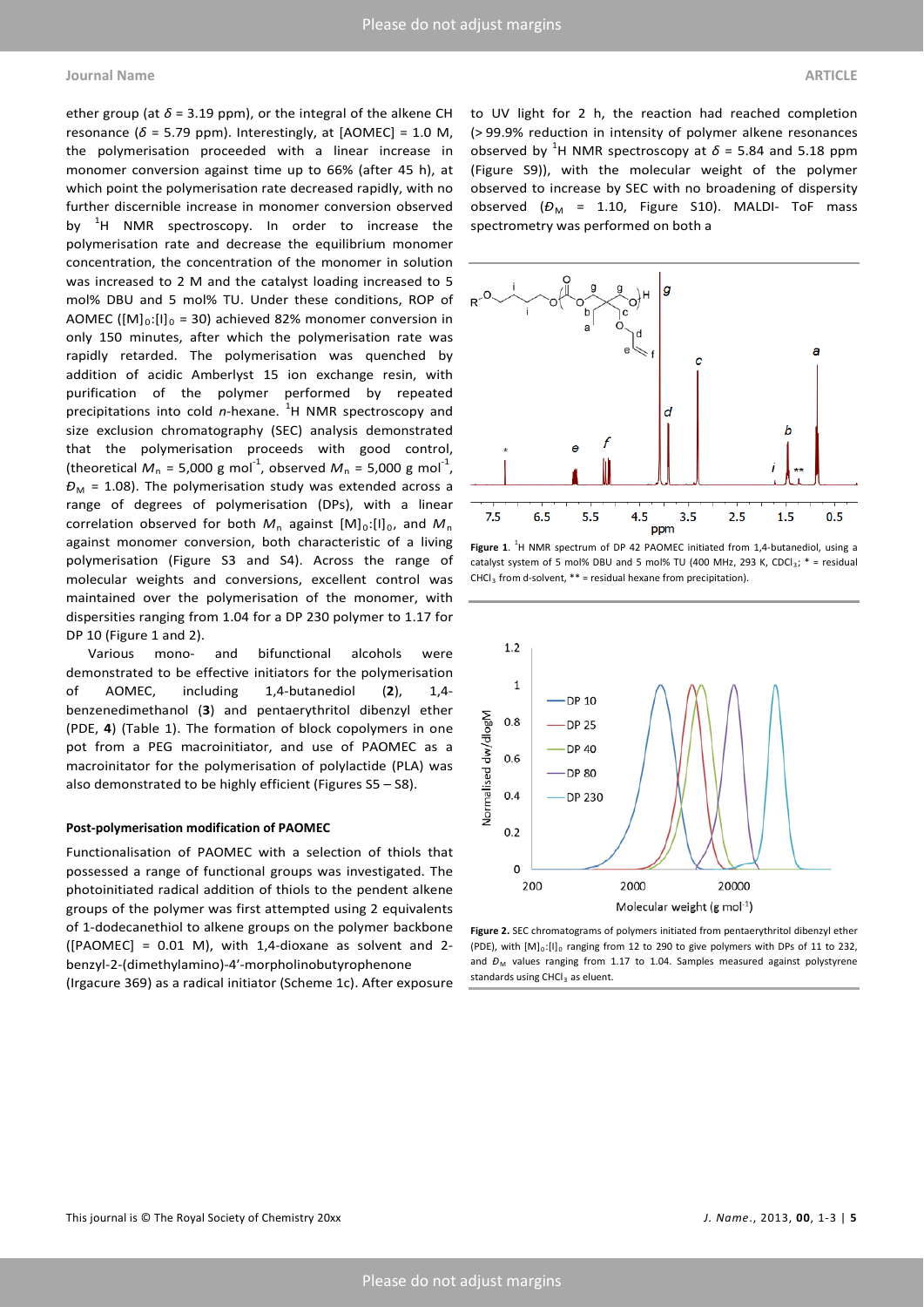ether group (at $\delta$ = 3.19 ppm), or the integral of the alkene CH resonance ($\delta$ = 5.79 ppm). Interestingly, at [AOMEC] = 1.0 M, the polymerisation proceeded with a linear increase in monomer conversion against time up to 66% (after 45 h), at which point the polymerisation rate decreased rapidly, with no further discernible increase in monomer conversion observed by $^{1}$H NMR spectroscopy. In order to increase the polymerisation rate and decrease the equilibrium monomer concentration, the concentration of the monomer in solution was increased to 2 M and the catalyst loading increased to 5 mol% DBU and 5 mol% TU. Under these conditions, ROP of AOMEC ($[M]_0$:$[I]_0$ = 30) achieved 82% monomer conversion in only 150 minutes, after which the polymerisation rate was rapidly retarded. The polymerisation was quenched by addition of acidic Amberlyst 15 ion exchange resin, with purification of the polymer performed by repeated precipitations into cold *n*-hexane. $^{1}$H NMR spectroscopy and size exclusion chromatography (SEC) analysis demonstrated that the polymerisation proceeds with good control, (theoretical $M_n$ = 5,000 g mol$^{-1}$, observed $M_n$ = 5,000 g mol$^{-1}$, $Đ_M$ = 1.08). The polymerisation study was extended across a range of degrees of polymerisation (DPs), with a linear correlation observed for both $M_n$ against $[M]_0$:$[I]_0$, and $M_n$ against monomer conversion, both characteristic of a living polymerisation (Figure S3 and S4). Across the range of molecular weights and conversions, excellent control was maintained over the polymerisation of the monomer, with dispersities ranging from 1.04 for a DP 230 polymer to 1.17 for DP 10 (Figure 1 and 2).

Various mono- and bifunctional alcohols were demonstrated to be effective initiators for the polymerisation of AOMEC, including 1,4-butanediol (**2**), 1,4-benzenedimethanol (**3**) and pentaerythritol dibenzyl ether (PDE, **4**) (Table 1). The formation of block copolymers in one pot from a PEG macroinitiator, and use of PAOMEC as a macroinitator for the polymerisation of polylactide (PLA) was also demonstrated to be highly efficient (Figures S5 – S8).

#### Post-polymerisation modification of PAOMEC

Functionalisation of PAOMEC with a selection of thiols that possessed a range of functional groups was investigated. The photoinitiated radical addition of thiols to the pendent alkene groups of the polymer was first attempted using 2 equivalents of 1-dodecanethiol to alkene groups on the polymer backbone ([PAOMEC] = 0.01 M), with 1,4-dioxane as solvent and 2-benzyl-2-(dimethylamino)-4′-morpholinobutyrophenone (Irgacure 369) as a radical initiator (Scheme 1c). After exposure to UV light for 2 h, the reaction had reached completion (> 99.9% reduction in intensity of polymer alkene resonances observed by $^{1}$H NMR spectroscopy at $\delta$ = 5.84 and 5.18 ppm (Figure S9)), with the molecular weight of the polymer observed to increase by SEC with no broadening of dispersity observed ($Đ_M$ = 1.10, Figure S10). MALDI- ToF mass spectrometry was performed on both a

**Figure 1.** $^{1}$H NMR spectrum of DP 42 PAOMEC initiated from 1,4-butanediol, using a catalyst system of 5 mol% DBU and 5 mol% TU (400 MHz, 293 K, $CDCl_3$; * = residual $CHCl_3$ from d-solvent, ** = residual hexane from precipitation).

**Figure 2.** SEC chromatograms of polymers initiated from pentaerythritol dibenzyl ether (PDE), with $[M]_0$:$[I]_0$ ranging from 12 to 290 to give polymers with DPs of 11 to 232, and $Đ_M$ values ranging from 1.17 to 1.04. Samples measured against polystyrene standards using $CHCl_3$ as eluent.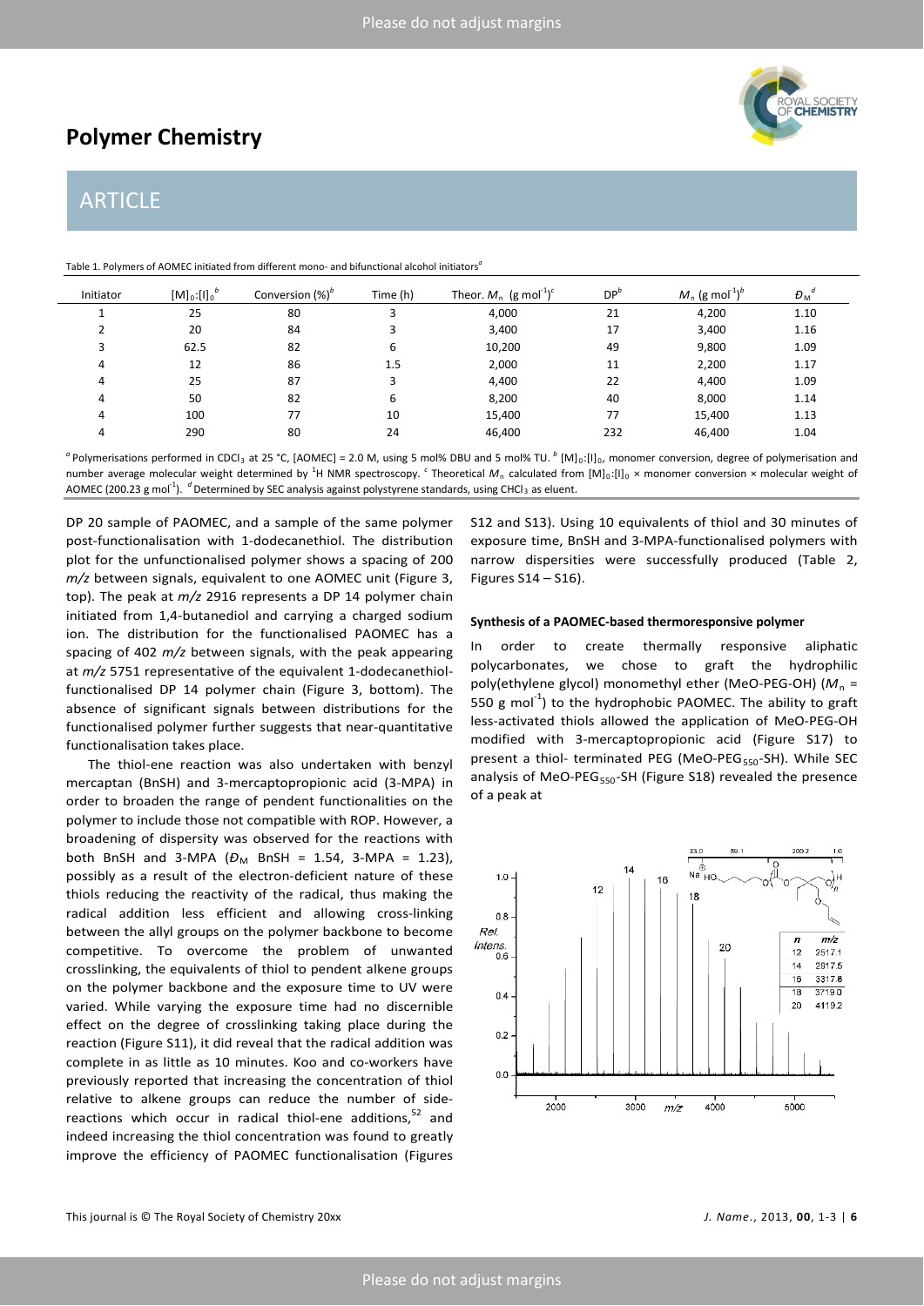Table 1. Polymers of AOMEC initiated from different mono- and bifunctional alcohol initiators[a]

| Initiator | $[M]_0:[I]_0$[b] | Conversion (%)[b] | Time (h) | Theor. $M_n$ (g mol$^{-1}$)[c] | DP[b] | $M_n$ (g mol$^{-1}$)[b] | $Đ_M$[d] |
|---|---|---|---|---|---|---|---|
| 1 | 25 | 80 | 3 | 4,000 | 21 | 4,200 | 1.10 |
| 2 | 20 | 84 | 3 | 3,400 | 17 | 3,400 | 1.16 |
| 3 | 62.5 | 82 | 6 | 10,200 | 49 | 9,800 | 1.09 |
| 4 | 12 | 86 | 1.5 | 2,000 | 11 | 2,200 | 1.17 |
| 4 | 25 | 87 | 3 | 4,400 | 22 | 4,400 | 1.09 |
| 4 | 50 | 82 | 6 | 8,200 | 40 | 8,000 | 1.14 |
| 4 | 100 | 77 | 10 | 15,400 | 77 | 15,400 | 1.13 |
| 4 | 290 | 80 | 24 | 46,400 | 232 | 46,400 | 1.04 |

[a] Polymerisations performed in $CDCl_3$ at 25 °C, [AOMEC] = 2.0 M, using 5 mol% DBU and 5 mol% TU. [b] $[M]_0:[I]_0$, monomer conversion, degree of polymerisation and number average molecular weight determined by $^1$H NMR spectroscopy. [c] Theoretical $M_n$ calculated from $[M]_0:[I]_0$ × monomer conversion × molecular weight of AOMEC (200.23 g mol$^{-1}$). [d] Determined by SEC analysis against polystyrene standards, using $CHCl_3$ as eluent.

DP 20 sample of PAOMEC, and a sample of the same polymer post-functionalisation with 1-dodecanethiol. The distribution plot for the unfunctionalised polymer shows a spacing of 200 *m/z* between signals, equivalent to one AOMEC unit (Figure 3, top). The peak at *m/z* 2916 represents a DP 14 polymer chain initiated from 1,4-butanediol and carrying a charged sodium ion. The distribution for the functionalised PAOMEC has a spacing of 402 *m/z* between signals, with the peak appearing at *m/z* 5751 representative of the equivalent 1-dodecanethiol-functionalised DP 14 polymer chain (Figure 3, bottom). The absence of significant signals between distributions for the functionalised polymer further suggests that near-quantitative functionalisation takes place.

The thiol-ene reaction was also undertaken with benzyl mercaptan (BnSH) and 3-mercaptopropionic acid (3-MPA) in order to broaden the range of pendent functionalities on the polymer to include those not compatible with ROP. However, a broadening of dispersity was observed for the reactions with both BnSH and 3-MPA ($Đ_M$ BnSH = 1.54, 3-MPA = 1.23), possibly as a result of the electron-deficient nature of these thiols reducing the reactivity of the radical, thus making the radical addition less efficient and allowing cross-linking between the allyl groups on the polymer backbone to become competitive. To overcome the problem of unwanted crosslinking, the equivalents of thiol to pendent alkene groups on the polymer backbone and the exposure time to UV were varied. While varying the exposure time had no discernible effect on the degree of crosslinking taking place during the reaction (Figure S11), it did reveal that the radical addition was complete in as little as 10 minutes. Koo and co-workers have previously reported that increasing the concentration of thiol relative to alkene groups can reduce the number of side-reactions which occur in radical thiol-ene additions,[52] and indeed increasing the thiol concentration was found to greatly improve the efficiency of PAOMEC functionalisation (Figures S12 and S13). Using 10 equivalents of thiol and 30 minutes of exposure time, BnSH and 3-MPA-functionalised polymers with narrow dispersities were successfully produced (Table 2, Figures S14 – S16).

#### Synthesis of a PAOMEC-based thermoresponsive polymer

In order to create thermally responsive aliphatic polycarbonates, we chose to graft the hydrophilic poly(ethylene glycol) monomethyl ether (MeO-PEG-OH) ($M_n$ = 550 g mol$^{-1}$) to the hydrophobic PAOMEC. The ability to graft less-activated thiols allowed the application of MeO-PEG-OH modified with 3-mercaptopropionic acid (Figure S17) to present a thiol- terminated PEG (MeO-PEG$_{550}$-SH). While SEC analysis of MeO-PEG$_{550}$-SH (Figure S18) revealed the presence of a peak at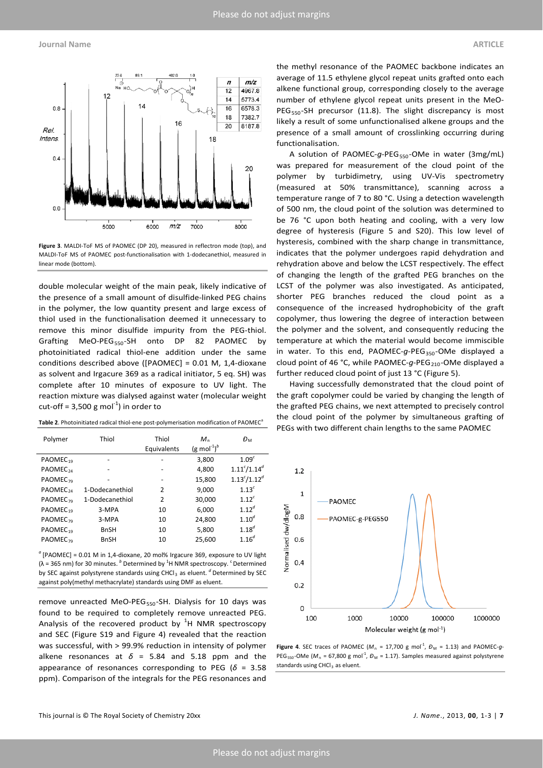**Figure 3**. MALDI-ToF MS of PAOMEC (DP 20), measured in reflectron mode (top), and MALDI-ToF MS of PAOMEC post-functionalisation with 1-dodecanethiol, measured in linear mode (bottom).

double molecular weight of the main peak, likely indicative of the presence of a small amount of disulfide-linked PEG chains in the polymer, the low quantity present and large excess of thiol used in the functionalisation deemed it unnecessary to remove this minor disulfide impurity from the PEG-thiol. Grafting MeO-$PEG_{550}$-SH onto DP 82 PAOMEC by photoinitiated radical thiol-ene addition under the same conditions described above ([PAOMEC] = 0.01 M, 1,4-dioxane as solvent and Irgacure 369 as a radical initiator, 5 eq. SH) was complete after 10 minutes of exposure to UV light. The reaction mixture was dialysed against water (molecular weight cut-off = 3,500 g $mol^{-1}$) in order to remove unreacted MeO-$PEG_{550}$-SH. Dialysis for 10 days was found to be required to completely remove unreacted PEG. Analysis of the recovered product by $^{1}$H NMR spectroscopy and SEC (Figure S19 and Figure 4) revealed that the reaction was successful, with > 99.9% reduction in intensity of polymer alkene resonances at $\delta$ = 5.84 and 5.18 ppm and the appearance of resonances corresponding to PEG ($\delta$ = 3.58 ppm). Comparison of the integrals for the PEG resonances and the methyl resonance of the PAOMEC backbone indicates an average of 11.5 ethylene glycol repeat units grafted onto each alkene functional group, corresponding closely to the average number of ethylene glycol repeat units present in the MeO-$PEG_{550}$-SH precursor (11.8). The slight discrepancy is most likely a result of some unfunctionalised alkene groups and the presence of a small amount of crosslinking occurring during functionalisation.

**Table 2**. Photoinitiated radical thiol-ene post-polymerisation modification of PAOMEC[a]

| Polymer | Thiol | Thiol Equivalents | $M_n$ (g $mol^{-1}$)[b] | $Đ_M$ |
|---|---|---|---|---|
| $PAOMEC_{19}$ | - | - | 3,800 | 1.09[c] |
| $PAOMEC_{24}$ | - | - | 4,800 | 1.11[c]/1.14[d] |
| $PAOMEC_{79}$ | - | - | 15,800 | 1.13[c]/1.12[d] |
| $PAOMEC_{24}$ | 1-Dodecanethiol | 2 | 9,000 | 1.13[c] |
| $PAOMEC_{79}$ | 1-Dodecanethiol | 2 | 30,000 | 1.12[c] |
| $PAOMEC_{19}$ | 3-MPA | 10 | 6,000 | 1.12[d] |
| $PAOMEC_{79}$ | 3-MPA | 10 | 24,800 | 1.10[d] |
| $PAOMEC_{19}$ | BnSH | 10 | 5,800 | 1.18[d] |
| $PAOMEC_{79}$ | BnSH | 10 | 25,600 | 1.16[d] |

[a] [PAOMEC] = 0.01 M in 1,4-dioxane, 20 mol% Irgacure 369, exposure to UV light (λ = 365 nm) for 30 minutes. [b] Determined by $^{1}$H NMR spectroscopy. [c] Determined by SEC against polystyrene standards using $CHCl_3$ as eluent. [d] Determined by SEC against poly(methyl methacrylate) standards using DMF as eluent.

A solution of PAOMEC-*g*-$PEG_{550}$-OMe in water (3mg/mL) was prepared for measurement of the cloud point of the polymer by turbidimetry, using UV-Vis spectrometry (measured at 50% transmittance), scanning across a temperature range of 7 to 80 °C. Using a detection wavelength of 500 nm, the cloud point of the solution was determined to be 76 °C upon both heating and cooling, with a very low degree of hysteresis (Figure 5 and S20). This low level of hysteresis, combined with the sharp change in transmittance, indicates that the polymer undergoes rapid dehydration and rehydration above and below the LCST respectively. The effect of changing the length of the grafted PEG branches on the LCST of the polymer was also investigated. As anticipated, shorter PEG branches reduced the cloud point as a consequence of the increased hydrophobicity of the graft copolymer, thus lowering the degree of interaction between the polymer and the solvent, and consequently reducing the temperature at which the material would become immiscible in water. To this end, PAOMEC-*g*-$PEG_{350}$-OMe displayed a cloud point of 46 °C, while PAOMEC-*g*-$PEG_{210}$-OMe displayed a further reduced cloud point of just 13 °C (Figure 5).

Having successfully demonstrated that the cloud point of the graft copolymer could be varied by changing the length of the grafted PEG chains, we next attempted to precisely control the cloud point of the polymer by simultaneous grafting of PEGs with two different chain lengths to the same PAOMEC

**Figure 4**. SEC traces of PAOMEC ($M_n$ = 17,700 g $mol^{-1}$, $Đ_M$ = 1.13) and PAOMEC-*g*-$PEG_{550}$-OMe ($M_n$ = 67,800 g $mol^{-1}$, $Đ_M$ = 1.17). Samples measured against polystyrene standards using $CHCl_3$ as eluent.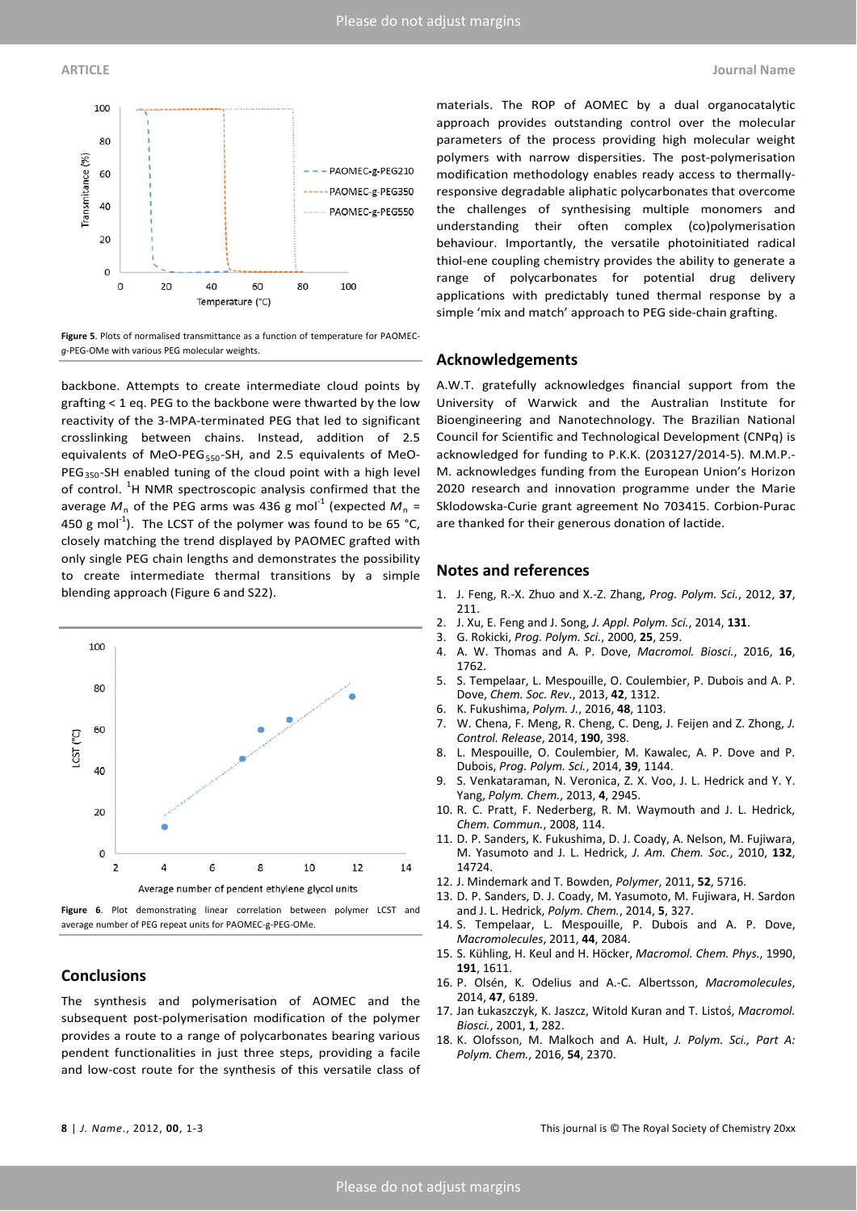Figure 5. Plots of normalised transmittance as a function of temperature for PAOMEC-*g*-PEG-OMe with various PEG molecular weights.

backbone. Attempts to create intermediate cloud points by grafting < 1 eq. PEG to the backbone were thwarted by the low reactivity of the 3-MPA-terminated PEG that led to significant crosslinking between chains. Instead, addition of 2.5 equivalents of MeO-PEG$_{550}$-SH, and 2.5 equivalents of MeO-PEG$_{350}$-SH enabled tuning of the cloud point with a high level of control. $^{1}$H NMR spectroscopic analysis confirmed that the average $M_n$ of the PEG arms was 436 g mol$^{-1}$ (expected $M_n$ = 450 g mol$^{-1}$). The LCST of the polymer was found to be 65 °C, closely matching the trend displayed by PAOMEC grafted with only single PEG chain lengths and demonstrates the possibility to create intermediate thermal transitions by a simple blending approach (Figure 6 and S22).

Figure 6. Plot demonstrating linear correlation between polymer LCST and average number of PEG repeat units for PAOMEC-g-PEG-OMe.

## Conclusions

The synthesis and polymerisation of AOMEC and the subsequent post-polymerisation modification of the polymer provides a route to a range of polycarbonates bearing various pendent functionalities in just three steps, providing a facile and low-cost route for the synthesis of this versatile class of materials. The ROP of AOMEC by a dual organocatalytic approach provides outstanding control over the molecular parameters of the process providing high molecular weight polymers with narrow dispersities. The post-polymerisation modification methodology enables ready access to thermally-responsive degradable aliphatic polycarbonates that overcome the challenges of synthesising multiple monomers and understanding their often complex (co)polymerisation behaviour. Importantly, the versatile photoinitiated radical thiol-ene coupling chemistry provides the ability to generate a range of polycarbonates for potential drug delivery applications with predictably tuned thermal response by a simple 'mix and match' approach to PEG side-chain grafting.

## Acknowledgements

A.W.T. gratefully acknowledges financial support from the University of Warwick and the Australian Institute for Bioengineering and Nanotechnology. The Brazilian National Council for Scientific and Technological Development (CNPq) is acknowledged for funding to P.K.K. (203127/2014-5). M.M.P.-M. acknowledges funding from the European Union's Horizon 2020 research and innovation programme under the Marie Sklodowska-Curie grant agreement No 703415. Corbion-Purac are thanked for their generous donation of lactide.

## Notes and references

1. J. Feng, R.-X. Zhuo and X.-Z. Zhang, *Prog. Polym. Sci.*, 2012, **37**, 211.
2. J. Xu, E. Feng and J. Song, *J. Appl. Polym. Sci.*, 2014, **131**.
3. G. Rokicki, *Prog. Polym. Sci.*, 2000, **25**, 259.
4. A. W. Thomas and A. P. Dove, *Macromol. Biosci.*, 2016, **16**, 1762.
5. S. Tempelaar, L. Mespouille, O. Coulembier, P. Dubois and A. P. Dove, *Chem. Soc. Rev.*, 2013, **42**, 1312.
6. K. Fukushima, *Polym. J.*, 2016, **48**, 1103.
7. W. Chena, F. Meng, R. Cheng, C. Deng, J. Feijen and Z. Zhong, *J. Control. Release*, 2014, **190**, 398.
8. L. Mespouille, O. Coulembier, M. Kawalec, A. P. Dove and P. Dubois, *Prog. Polym. Sci.*, 2014, **39**, 1144.
9. S. Venkataraman, N. Veronica, Z. X. Voo, J. L. Hedrick and Y. Y. Yang, *Polym. Chem.*, 2013, **4**, 2945.
10. R. C. Pratt, F. Nederberg, R. M. Waymouth and J. L. Hedrick, *Chem. Commun.*, 2008, 114.
11. D. P. Sanders, K. Fukushima, D. J. Coady, A. Nelson, M. Fujiwara, M. Yasumoto and J. L. Hedrick, *J. Am. Chem. Soc.*, 2010, **132**, 14724.
12. J. Mindemark and T. Bowden, *Polymer*, 2011, **52**, 5716.
13. D. P. Sanders, D. J. Coady, M. Yasumoto, M. Fujiwara, H. Sardon and J. L. Hedrick, *Polym. Chem.*, 2014, **5**, 327.
14. S. Tempelaar, L. Mespouille, P. Dubois and A. P. Dove, *Macromolecules*, 2011, **44**, 2084.
15. S. Kühling, H. Keul and H. Höcker, *Macromol. Chem. Phys.*, 1990, **191**, 1611.
16. P. Olsén, K. Odelius and A.-C. Albertsson, *Macromolecules*, 2014, **47**, 6189.
17. Jan Łukaszczyk, K. Jaszcz, Witold Kuran and T. Listoś, *Macromol. Biosci.*, 2001, **1**, 282.
18. K. Olofsson, M. Malkoch and A. Hult, *J. Polym. Sci., Part A: Polym. Chem.*, 2016, **54**, 2370.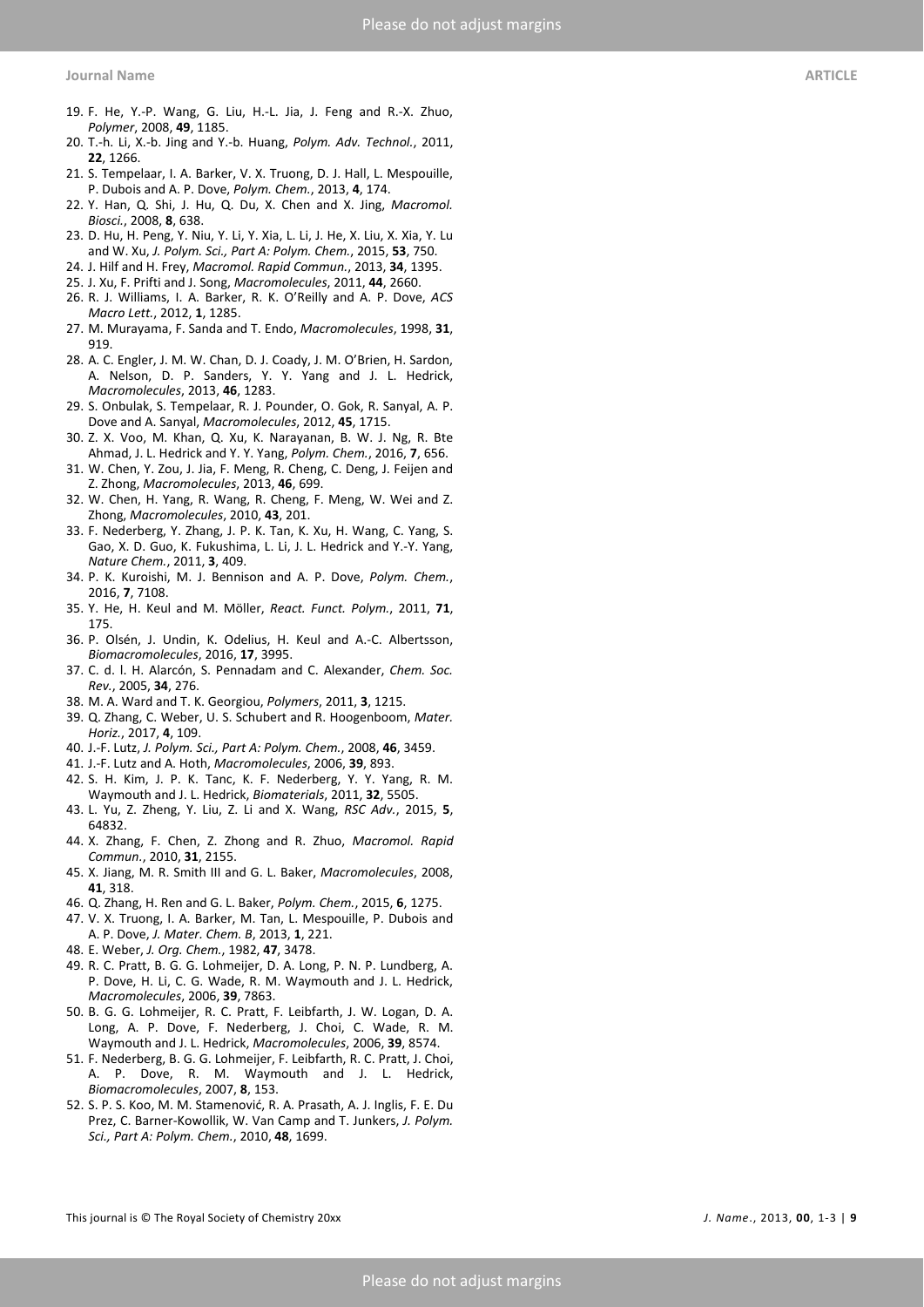19. F. He, Y.-P. Wang, G. Liu, H.-L. Jia, J. Feng and R.-X. Zhuo, *Polymer*, 2008, **49**, 1185.
20. T.-h. Li, X.-b. Jing and Y.-b. Huang, *Polym. Adv. Technol.*, 2011, **22**, 1266.
21. S. Tempelaar, I. A. Barker, V. X. Truong, D. J. Hall, L. Mespouille, P. Dubois and A. P. Dove, *Polym. Chem.*, 2013, **4**, 174.
22. Y. Han, Q. Shi, J. Hu, Q. Du, X. Chen and X. Jing, *Macromol. Biosci.*, 2008, **8**, 638.
23. D. Hu, H. Peng, Y. Niu, Y. Li, Y. Xia, L. Li, J. He, X. Liu, X. Xia, Y. Lu and W. Xu, *J. Polym. Sci., Part A: Polym. Chem.*, 2015, **53**, 750.
24. J. Hilf and H. Frey, *Macromol. Rapid Commun.*, 2013, **34**, 1395.
25. J. Xu, F. Prifti and J. Song, *Macromolecules*, 2011, **44**, 2660.
26. R. J. Williams, I. A. Barker, R. K. O'Reilly and A. P. Dove, *ACS Macro Lett.*, 2012, **1**, 1285.
27. M. Murayama, F. Sanda and T. Endo, *Macromolecules*, 1998, **31**, 919.
28. A. C. Engler, J. M. W. Chan, D. J. Coady, J. M. O'Brien, H. Sardon, A. Nelson, D. P. Sanders, Y. Y. Yang and J. L. Hedrick, *Macromolecules*, 2013, **46**, 1283.
29. S. Onbulak, S. Tempelaar, R. J. Pounder, O. Gok, R. Sanyal, A. P. Dove and A. Sanyal, *Macromolecules*, 2012, **45**, 1715.
30. Z. X. Voo, M. Khan, Q. Xu, K. Narayanan, B. W. J. Ng, R. Bte Ahmad, J. L. Hedrick and Y. Y. Yang, *Polym. Chem.*, 2016, **7**, 656.
31. W. Chen, Y. Zou, J. Jia, F. Meng, R. Cheng, C. Deng, J. Feijen and Z. Zhong, *Macromolecules*, 2013, **46**, 699.
32. W. Chen, H. Yang, R. Wang, R. Cheng, F. Meng, W. Wei and Z. Zhong, *Macromolecules*, 2010, **43**, 201.
33. F. Nederberg, Y. Zhang, J. P. K. Tan, K. Xu, H. Wang, C. Yang, S. Gao, X. D. Guo, K. Fukushima, L. Li, J. L. Hedrick and Y.-Y. Yang, *Nature Chem.*, 2011, **3**, 409.
34. P. K. Kuroishi, M. J. Bennison and A. P. Dove, *Polym. Chem.*, 2016, **7**, 7108.
35. Y. He, H. Keul and M. Möller, *React. Funct. Polym.*, 2011, **71**, 175.
36. P. Olsén, J. Undin, K. Odelius, H. Keul and A.-C. Albertsson, *Biomacromolecules*, 2016, **17**, 3995.
37. C. d. l. H. Alarcón, S. Pennadam and C. Alexander, *Chem. Soc. Rev.*, 2005, **34**, 276.
38. M. A. Ward and T. K. Georgiou, *Polymers*, 2011, **3**, 1215.
39. Q. Zhang, C. Weber, U. S. Schubert and R. Hoogenboom, *Mater. Horiz.*, 2017, **4**, 109.
40. J.-F. Lutz, *J. Polym. Sci., Part A: Polym. Chem.*, 2008, **46**, 3459.
41. J.-F. Lutz and A. Hoth, *Macromolecules*, 2006, **39**, 893.
42. S. H. Kim, J. P. K. Tanc, K. F. Nederberg, Y. Y. Yang, R. M. Waymouth and J. L. Hedrick, *Biomaterials*, 2011, **32**, 5505.
43. L. Yu, Z. Zheng, Y. Liu, Z. Li and X. Wang, *RSC Adv.*, 2015, **5**, 64832.
44. X. Zhang, F. Chen, Z. Zhong and R. Zhuo, *Macromol. Rapid Commun.*, 2010, **31**, 2155.
45. X. Jiang, M. R. Smith III and G. L. Baker, *Macromolecules*, 2008, **41**, 318.
46. Q. Zhang, H. Ren and G. L. Baker, *Polym. Chem.*, 2015, **6**, 1275.
47. V. X. Truong, I. A. Barker, M. Tan, L. Mespouille, P. Dubois and A. P. Dove, *J. Mater. Chem. B*, 2013, **1**, 221.
48. E. Weber, *J. Org. Chem.*, 1982, **47**, 3478.
49. R. C. Pratt, B. G. G. Lohmeijer, D. A. Long, P. N. P. Lundberg, A. P. Dove, H. Li, C. G. Wade, R. M. Waymouth and J. L. Hedrick, *Macromolecules*, 2006, **39**, 7863.
50. B. G. G. Lohmeijer, R. C. Pratt, F. Leibfarth, J. W. Logan, D. A. Long, A. P. Dove, F. Nederberg, J. Choi, C. Wade, R. M. Waymouth and J. L. Hedrick, *Macromolecules*, 2006, **39**, 8574.
51. F. Nederberg, B. G. G. Lohmeijer, F. Leibfarth, R. C. Pratt, J. Choi, A. P. Dove, R. M. Waymouth and J. L. Hedrick, *Biomacromolecules*, 2007, **8**, 153.
52. S. P. S. Koo, M. M. Stamenović, R. A. Prasath, A. J. Inglis, F. E. Du Prez, C. Barner-Kowollik, W. Van Camp and T. Junkers, *J. Polym. Sci., Part A: Polym. Chem.*, 2010, **48**, 1699.